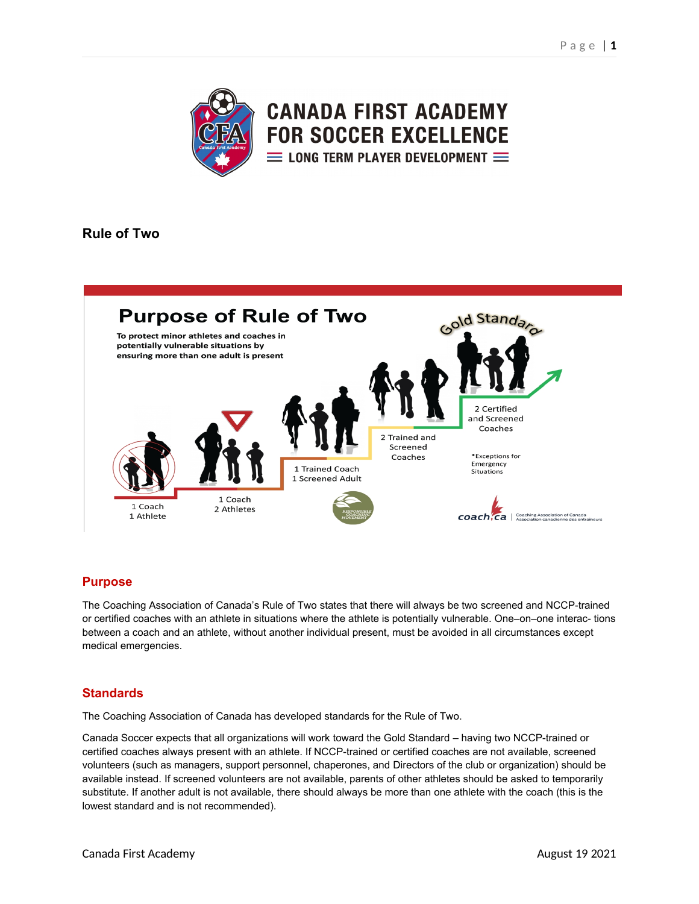# CANADA FIRST ACADEMY FOR SOCCER EXCELLENCE

LONG TERM PLAYER DEVELOPMENT

## Rule of Two

### Purpose of Rule of Two

To protect minor athletes and coaches in potentially vulnerable situations by ensuring more than one adult is present

- 1 Coach 1 Athlete
- 1 Coach 2 Athletes
- 1 Trained Coach 1 Screened Adult
- 2 Trained and Screened Coaches
- 2 Certified and Screened Coaches

Gold Standard

*Exceptions for Emergency Situations

## Purpose

The Coaching Association of Canada's Rule of Two states that there will always be two screened and NCCP-trained or certified coaches with an athlete in situations where the athlete is potentially vulnerable. One–on–one interac- tions between a coach and an athlete, without another individual present, must be avoided in all circumstances except medical emergencies.

## Standards

The Coaching Association of Canada has developed standards for the Rule of Two.

Canada Soccer expects that all organizations will work toward the Gold Standard – having two NCCP-trained or certified coaches always present with an athlete. If NCCP-trained or certified coaches are not available, screened volunteers (such as managers, support personnel, chaperones, and Directors of the club or organization) should be available instead. If screened volunteers are not available, parents of other athletes should be asked to temporarily substitute. If another adult is not available, there should always be more than one athlete with the coach (this is the lowest standard and is not recommended).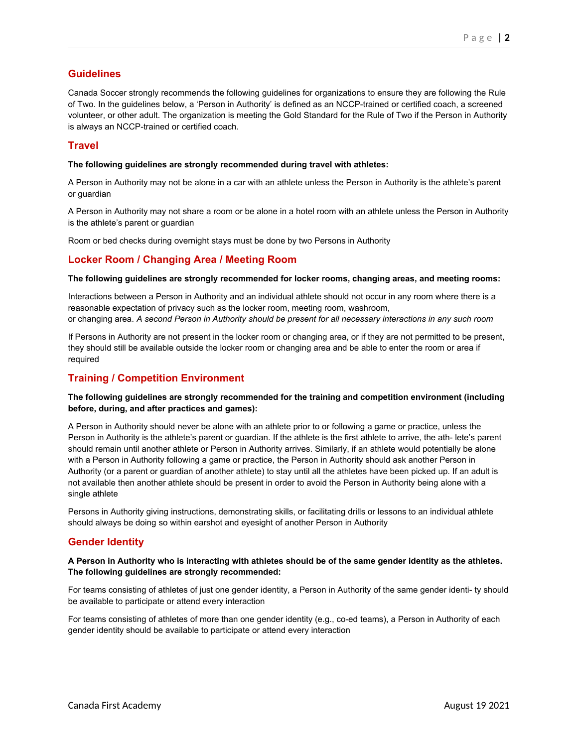## Guidelines

Canada Soccer strongly recommends the following guidelines for organizations to ensure they are following the Rule of Two. In the guidelines below, a 'Person in Authority' is defined as an NCCP-trained or certified coach, a screened volunteer, or other adult. The organization is meeting the Gold Standard for the Rule of Two if the Person in Authority is always an NCCP-trained or certified coach.

## Travel

**The following guidelines are strongly recommended during travel with athletes:**

A Person in Authority may not be alone in a car with an athlete unless the Person in Authority is the athlete's parent or guardian

A Person in Authority may not share a room or be alone in a hotel room with an athlete unless the Person in Authority is the athlete's parent or guardian

Room or bed checks during overnight stays must be done by two Persons in Authority

## Locker Room / Changing Area / Meeting Room

**The following guidelines are strongly recommended for locker rooms, changing areas, and meeting rooms:**

Interactions between a Person in Authority and an individual athlete should not occur in any room where there is a reasonable expectation of privacy such as the locker room, meeting room, washroom, or changing area. *A second Person in Authority should be present for all necessary interactions in any such room*

If Persons in Authority are not present in the locker room or changing area, or if they are not permitted to be present, they should still be available outside the locker room or changing area and be able to enter the room or area if required

## Training / Competition Environment

**The following guidelines are strongly recommended for the training and competition environment (including before, during, and after practices and games):**

A Person in Authority should never be alone with an athlete prior to or following a game or practice, unless the Person in Authority is the athlete's parent or guardian. If the athlete is the first athlete to arrive, the ath- lete's parent should remain until another athlete or Person in Authority arrives. Similarly, if an athlete would potentially be alone with a Person in Authority following a game or practice, the Person in Authority should ask another Person in Authority (or a parent or guardian of another athlete) to stay until all the athletes have been picked up. If an adult is not available then another athlete should be present in order to avoid the Person in Authority being alone with a single athlete

Persons in Authority giving instructions, demonstrating skills, or facilitating drills or lessons to an individual athlete should always be doing so within earshot and eyesight of another Person in Authority

## Gender Identity

**A Person in Authority who is interacting with athletes should be of the same gender identity as the athletes. The following guidelines are strongly recommended:**

For teams consisting of athletes of just one gender identity, a Person in Authority of the same gender identi- ty should be available to participate or attend every interaction

For teams consisting of athletes of more than one gender identity (e.g., co-ed teams), a Person in Authority of each gender identity should be available to participate or attend every interaction